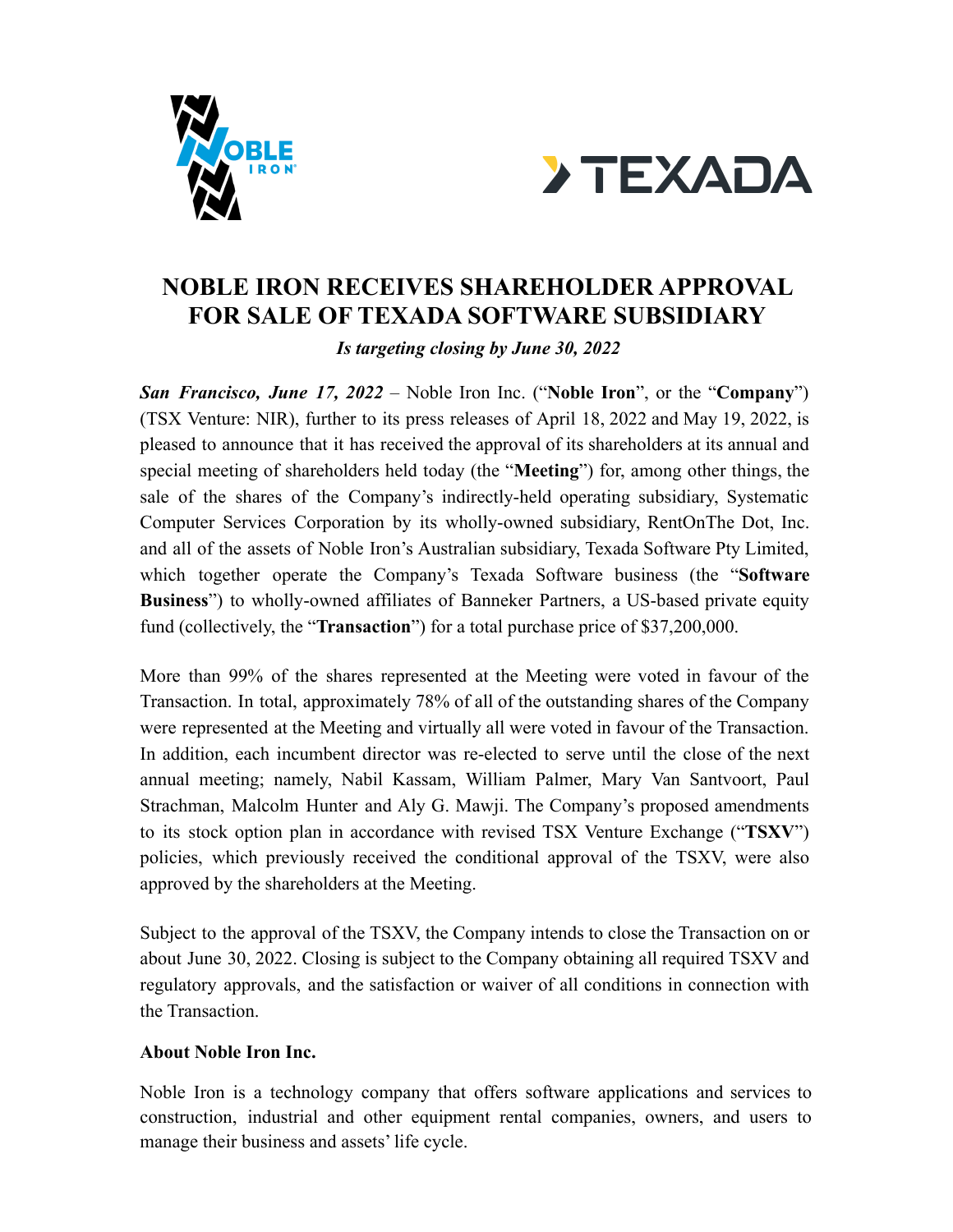# NOBLE IRON RECEIVES SHAREHOLDER APPROVAL FOR SALE OF TEXADA SOFTWARE SUBSIDIARY

*Is targeting closing by June 30, 2022*

***San Francisco, June 17, 2022*** – Noble Iron Inc. ("**Noble Iron**", or the "**Company**") (TSX Venture: NIR), further to its press releases of April 18, 2022 and May 19, 2022, is pleased to announce that it has received the approval of its shareholders at its annual and special meeting of shareholders held today (the "**Meeting**") for, among other things, the sale of the shares of the Company's indirectly-held operating subsidiary, Systematic Computer Services Corporation by its wholly-owned subsidiary, RentOnThe Dot, Inc. and all of the assets of Noble Iron's Australian subsidiary, Texada Software Pty Limited, which together operate the Company's Texada Software business (the "**Software Business**") to wholly-owned affiliates of Banneker Partners, a US-based private equity fund (collectively, the "**Transaction**") for a total purchase price of $37,200,000.

More than 99% of the shares represented at the Meeting were voted in favour of the Transaction. In total, approximately 78% of all of the outstanding shares of the Company were represented at the Meeting and virtually all were voted in favour of the Transaction. In addition, each incumbent director was re-elected to serve until the close of the next annual meeting; namely, Nabil Kassam, William Palmer, Mary Van Santvoort, Paul Strachman, Malcolm Hunter and Aly G. Mawji. The Company's proposed amendments to its stock option plan in accordance with revised TSX Venture Exchange ("**TSXV**") policies, which previously received the conditional approval of the TSXV, were also approved by the shareholders at the Meeting.

Subject to the approval of the TSXV, the Company intends to close the Transaction on or about June 30, 2022. Closing is subject to the Company obtaining all required TSXV and regulatory approvals, and the satisfaction or waiver of all conditions in connection with the Transaction.

**About Noble Iron Inc.**

Noble Iron is a technology company that offers software applications and services to construction, industrial and other equipment rental companies, owners, and users to manage their business and assets' life cycle.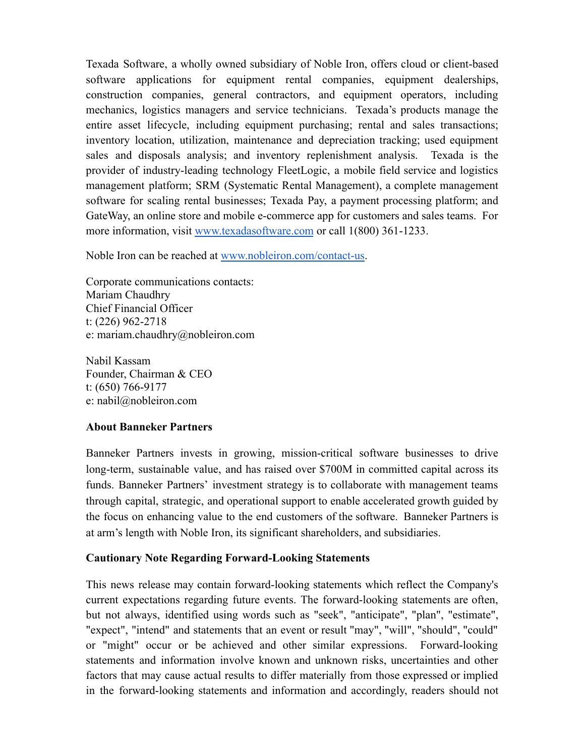Texada Software, a wholly owned subsidiary of Noble Iron, offers cloud or client-based software applications for equipment rental companies, equipment dealerships, construction companies, general contractors, and equipment operators, including mechanics, logistics managers and service technicians. Texada's products manage the entire asset lifecycle, including equipment purchasing; rental and sales transactions; inventory location, utilization, maintenance and depreciation tracking; used equipment sales and disposals analysis; and inventory replenishment analysis. Texada is the provider of industry-leading technology FleetLogic, a mobile field service and logistics management platform; SRM (Systematic Rental Management), a complete management software for scaling rental businesses; Texada Pay, a payment processing platform; and GateWay, an online store and mobile e-commerce app for customers and sales teams. For more information, visit [www.texadasoftware.com](http://www.texadasoftware.com) or call 1(800) 361-1233.

Noble Iron can be reached at [www.nobleiron.com/contact-us](http://www.nobleiron.com/contact-us).

Corporate communications contacts:
Mariam Chaudhry
Chief Financial Officer
t: (226) 962-2718
e: mariam.chaudhry@nobleiron.com

Nabil Kassam
Founder, Chairman & CEO
t: (650) 766-9177
e: nabil@nobleiron.com

**About Banneker Partners**

Banneker Partners invests in growing, mission-critical software businesses to drive long-term, sustainable value, and has raised over $700M in committed capital across its funds. Banneker Partners' investment strategy is to collaborate with management teams through capital, strategic, and operational support to enable accelerated growth guided by the focus on enhancing value to the end customers of the software. Banneker Partners is at arm's length with Noble Iron, its significant shareholders, and subsidiaries.

**Cautionary Note Regarding Forward-Looking Statements**

This news release may contain forward-looking statements which reflect the Company's current expectations regarding future events. The forward-looking statements are often, but not always, identified using words such as "seek", "anticipate", "plan", "estimate", "expect", "intend" and statements that an event or result "may", "will", "should", "could" or "might" occur or be achieved and other similar expressions. Forward-looking statements and information involve known and unknown risks, uncertainties and other factors that may cause actual results to differ materially from those expressed or implied in the forward-looking statements and information and accordingly, readers should not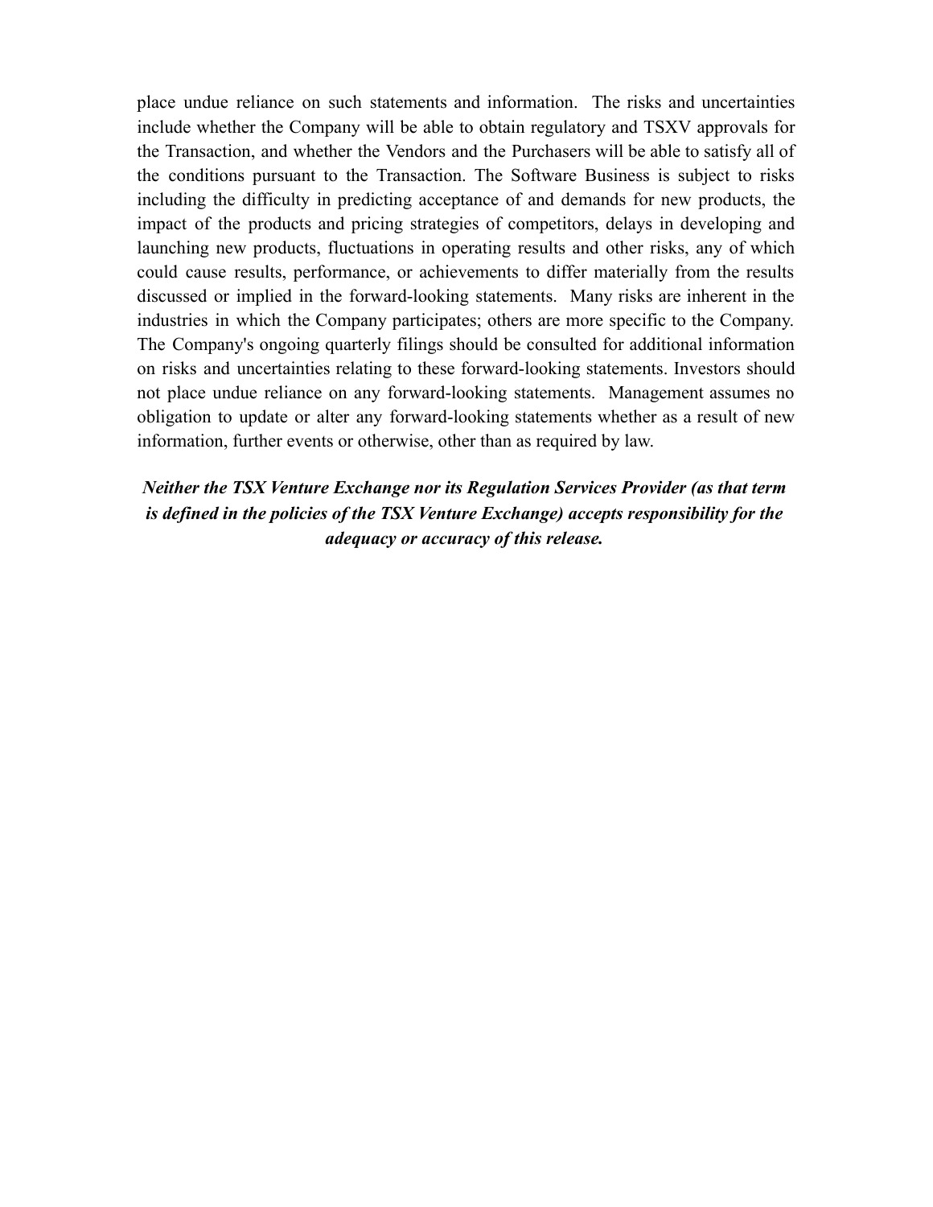place undue reliance on such statements and information. The risks and uncertainties include whether the Company will be able to obtain regulatory and TSXV approvals for the Transaction, and whether the Vendors and the Purchasers will be able to satisfy all of the conditions pursuant to the Transaction. The Software Business is subject to risks including the difficulty in predicting acceptance of and demands for new products, the impact of the products and pricing strategies of competitors, delays in developing and launching new products, fluctuations in operating results and other risks, any of which could cause results, performance, or achievements to differ materially from the results discussed or implied in the forward-looking statements. Many risks are inherent in the industries in which the Company participates; others are more specific to the Company. The Company's ongoing quarterly filings should be consulted for additional information on risks and uncertainties relating to these forward-looking statements. Investors should not place undue reliance on any forward-looking statements. Management assumes no obligation to update or alter any forward-looking statements whether as a result of new information, further events or otherwise, other than as required by law.

***Neither the TSX Venture Exchange nor its Regulation Services Provider (as that term is defined in the policies of the TSX Venture Exchange) accepts responsibility for the adequacy or accuracy of this release.***